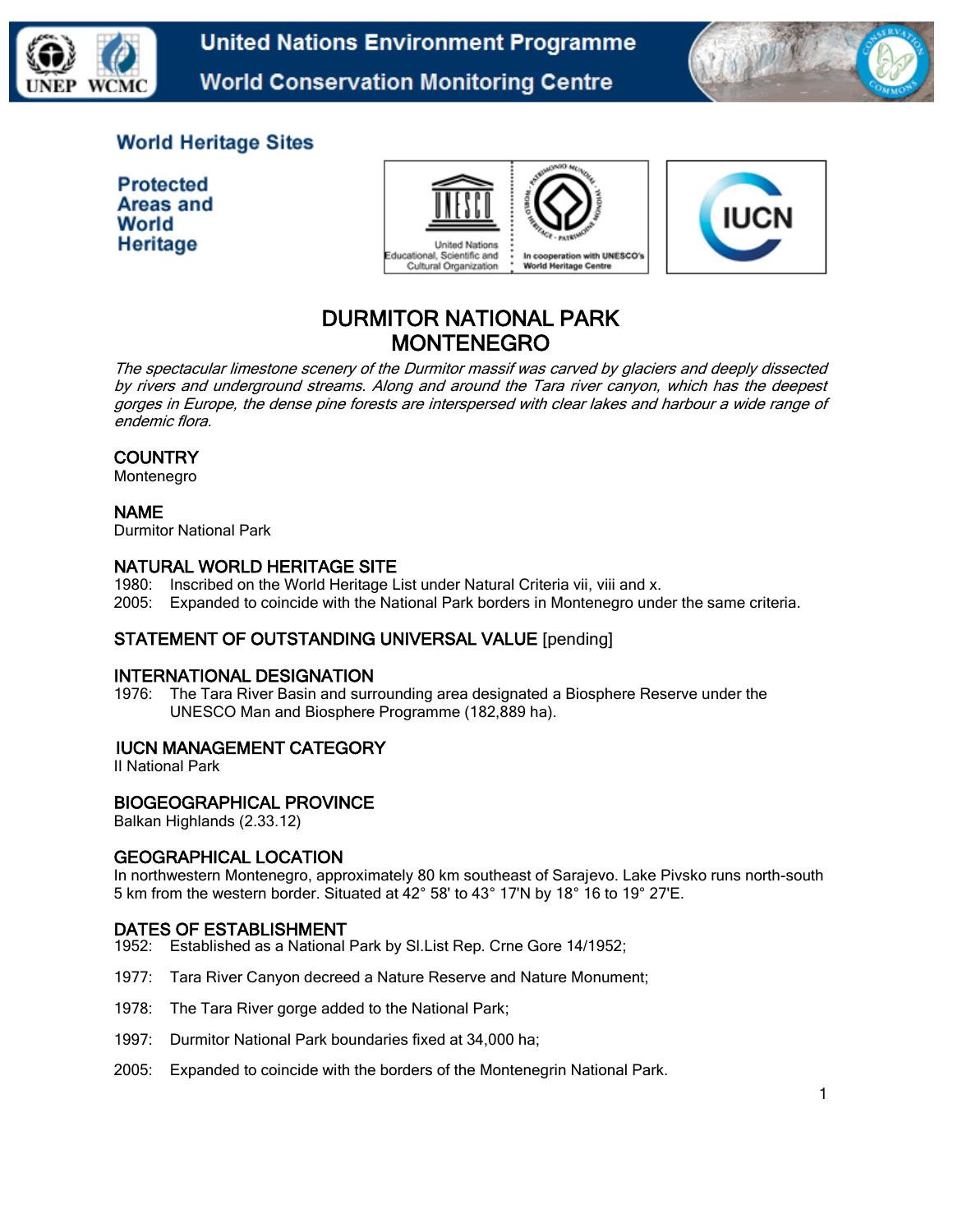World Heritage Sites

Protected Areas and World Heritage

# DURMITOR NATIONAL PARK
# MONTENEGRO

*The spectacular limestone scenery of the Durmitor massif was carved by glaciers and deeply dissected by rivers and underground streams. Along and around the Tara river canyon, which has the deepest gorges in Europe, the dense pine forests are interspersed with clear lakes and harbour a wide range of endemic flora.*

## COUNTRY

Montenegro

## NAME

Durmitor National Park

## NATURAL WORLD HERITAGE SITE

1980: Inscribed on the World Heritage List under Natural Criteria vii, viii and x.
2005: Expanded to coincide with the National Park borders in Montenegro under the same criteria.

## STATEMENT OF OUTSTANDING UNIVERSAL VALUE [pending]

## INTERNATIONAL DESIGNATION

1976: The Tara River Basin and surrounding area designated a Biosphere Reserve under the UNESCO Man and Biosphere Programme (182,889 ha).

## IUCN MANAGEMENT CATEGORY

II National Park

## BIOGEOGRAPHICAL PROVINCE

Balkan Highlands (2.33.12)

## GEOGRAPHICAL LOCATION

In northwestern Montenegro, approximately 80 km southeast of Sarajevo. Lake Pivsko runs north-south 5 km from the western border. Situated at 42° 58' to 43° 17'N by 18° 16 to 19° 27'E.

## DATES OF ESTABLISHMENT

1952: Established as a National Park by Sl.List Rep. Crne Gore 14/1952;

1977: Tara River Canyon decreed a Nature Reserve and Nature Monument;

1978: The Tara River gorge added to the National Park;

1997: Durmitor National Park boundaries fixed at 34,000 ha;

2005: Expanded to coincide with the borders of the Montenegrin National Park.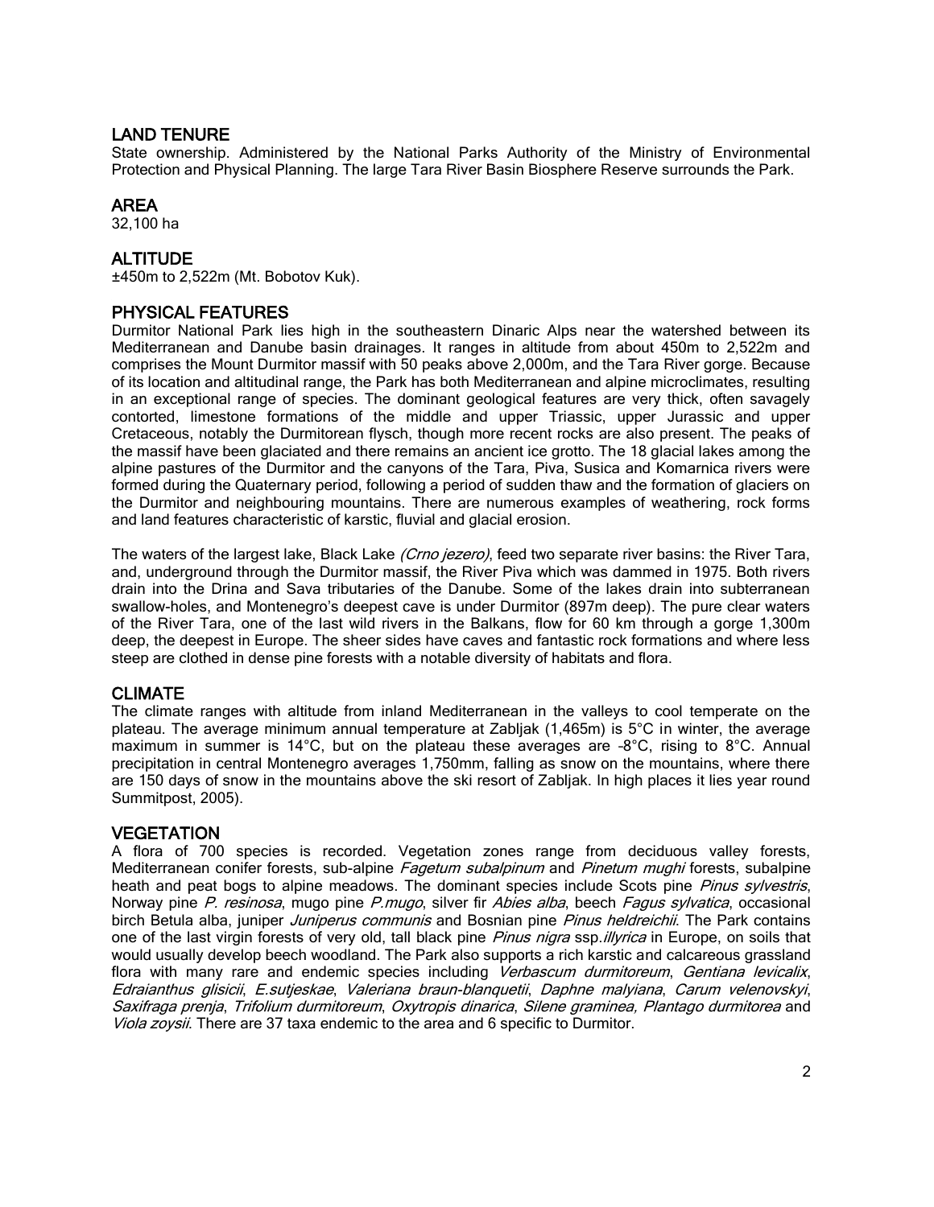## LAND TENURE

State ownership. Administered by the National Parks Authority of the Ministry of Environmental Protection and Physical Planning. The large Tara River Basin Biosphere Reserve surrounds the Park.

## AREA

32,100 ha

## ALTITUDE

±450m to 2,522m (Mt. Bobotov Kuk).

## PHYSICAL FEATURES

Durmitor National Park lies high in the southeastern Dinaric Alps near the watershed between its Mediterranean and Danube basin drainages. It ranges in altitude from about 450m to 2,522m and comprises the Mount Durmitor massif with 50 peaks above 2,000m, and the Tara River gorge. Because of its location and altitudinal range, the Park has both Mediterranean and alpine microclimates, resulting in an exceptional range of species. The dominant geological features are very thick, often savagely contorted, limestone formations of the middle and upper Triassic, upper Jurassic and upper Cretaceous, notably the Durmitorean flysch, though more recent rocks are also present. The peaks of the massif have been glaciated and there remains an ancient ice grotto. The 18 glacial lakes among the alpine pastures of the Durmitor and the canyons of the Tara, Piva, Susica and Komarnica rivers were formed during the Quaternary period, following a period of sudden thaw and the formation of glaciers on the Durmitor and neighbouring mountains. There are numerous examples of weathering, rock forms and land features characteristic of karstic, fluvial and glacial erosion.

The waters of the largest lake, Black Lake *(Crno jezero)*, feed two separate river basins: the River Tara, and, underground through the Durmitor massif, the River Piva which was dammed in 1975. Both rivers drain into the Drina and Sava tributaries of the Danube. Some of the lakes drain into subterranean swallow-holes, and Montenegro's deepest cave is under Durmitor (897m deep). The pure clear waters of the River Tara, one of the last wild rivers in the Balkans, flow for 60 km through a gorge 1,300m deep, the deepest in Europe. The sheer sides have caves and fantastic rock formations and where less steep are clothed in dense pine forests with a notable diversity of habitats and flora.

## CLIMATE

The climate ranges with altitude from inland Mediterranean in the valleys to cool temperate on the plateau. The average minimum annual temperature at Zabljak (1,465m) is 5°C in winter, the average maximum in summer is 14°C, but on the plateau these averages are -8°C, rising to 8°C. Annual precipitation in central Montenegro averages 1,750mm, falling as snow on the mountains, where there are 150 days of snow in the mountains above the ski resort of Zabljak. In high places it lies year round Summitpost, 2005).

## VEGETATION

A flora of 700 species is recorded. Vegetation zones range from deciduous valley forests, Mediterranean conifer forests, sub-alpine *Fagetum subalpinum* and *Pinetum mughi* forests, subalpine heath and peat bogs to alpine meadows. The dominant species include Scots pine *Pinus sylvestris*, Norway pine *P. resinosa*, mugo pine *P.mugo*, silver fir *Abies alba*, beech *Fagus sylvatica*, occasional birch Betula alba, juniper *Juniperus communis* and Bosnian pine *Pinus heldreichii*. The Park contains one of the last virgin forests of very old, tall black pine *Pinus nigra* ssp.*illyrica* in Europe, on soils that would usually develop beech woodland. The Park also supports a rich karstic and calcareous grassland flora with many rare and endemic species including *Verbascum durmitoreum*, *Gentiana levicalix*, *Edraianthus glisicii*, *E.sutjeskae*, *Valeriana braun-blanquetii*, *Daphne malyiana*, *Carum velenovskyi*, *Saxifraga prenja*, *Trifolium durmitoreum*, *Oxytropis dinarica*, *Silene graminea, Plantago durmitorea* and *Viola zoysii*. There are 37 taxa endemic to the area and 6 specific to Durmitor.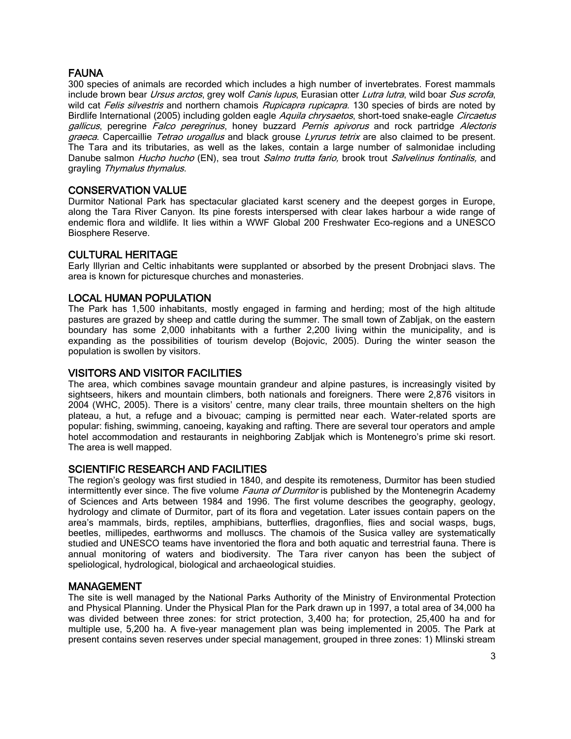## FAUNA

300 species of animals are recorded which includes a high number of invertebrates. Forest mammals include brown bear *Ursus arctos*, grey wolf *Canis lupus*, Eurasian otter *Lutra lutra*, wild boar *Sus scrofa*, wild cat *Felis silvestris* and northern chamois *Rupicapra rupicapra*. 130 species of birds are noted by Birdlife International (2005) including golden eagle *Aquila chrysaetos*, short-toed snake-eagle *Circaetus gallicus*, peregrine *Falco peregrinus*, honey buzzard *Pernis apivorus* and rock partridge *Alectoris graeca*. Capercaillie *Tetrao urogallus* and black grouse *Lyrurus tetrix* are also claimed to be present. The Tara and its tributaries, as well as the lakes, contain a large number of salmonidae including Danube salmon *Hucho hucho* (EN), sea trout *Salmo trutta fario,* brook trout *Salvelinus fontinalis,* and grayling *Thymalus thymalus*.

## CONSERVATION VALUE

Durmitor National Park has spectacular glaciated karst scenery and the deepest gorges in Europe, along the Tara River Canyon. Its pine forests interspersed with clear lakes harbour a wide range of endemic flora and wildlife. It lies within a WWF Global 200 Freshwater Eco-regions and a UNESCO Biosphere Reserve.

## CULTURAL HERITAGE

Early Illyrian and Celtic inhabitants were supplanted or absorbed by the present Drobnjaci slavs. The area is known for picturesque churches and monasteries.

## LOCAL HUMAN POPULATION

The Park has 1,500 inhabitants, mostly engaged in farming and herding; most of the high altitude pastures are grazed by sheep and cattle during the summer. The small town of Zabljak, on the eastern boundary has some 2,000 inhabitants with a further 2,200 living within the municipality, and is expanding as the possibilities of tourism develop (Bojovic, 2005). During the winter season the population is swollen by visitors.

## VISITORS AND VISITOR FACILITIES

The area, which combines savage mountain grandeur and alpine pastures, is increasingly visited by sightseers, hikers and mountain climbers, both nationals and foreigners. There were 2,876 visitors in 2004 (WHC, 2005). There is a visitors' centre, many clear trails, three mountain shelters on the high plateau, a hut, a refuge and a bivouac; camping is permitted near each. Water-related sports are popular: fishing, swimming, canoeing, kayaking and rafting. There are several tour operators and ample hotel accommodation and restaurants in neighboring Zabljak which is Montenegro's prime ski resort. The area is well mapped.

## SCIENTIFIC RESEARCH AND FACILITIES

The region's geology was first studied in 1840, and despite its remoteness, Durmitor has been studied intermittently ever since. The five volume *Fauna of Durmitor* is published by the Montenegrin Academy of Sciences and Arts between 1984 and 1996. The first volume describes the geography, geology, hydrology and climate of Durmitor, part of its flora and vegetation. Later issues contain papers on the area's mammals, birds, reptiles, amphibians, butterflies, dragonflies, flies and social wasps, bugs, beetles, millipedes, earthworms and molluscs. The chamois of the Susica valley are systematically studied and UNESCO teams have inventoried the flora and both aquatic and terrestrial fauna. There is annual monitoring of waters and biodiversity. The Tara river canyon has been the subject of speliological, hydrological, biological and archaeological stuidies.

## MANAGEMENT

The site is well managed by the National Parks Authority of the Ministry of Environmental Protection and Physical Planning. Under the Physical Plan for the Park drawn up in 1997, a total area of 34,000 ha was divided between three zones: for strict protection, 3,400 ha; for protection, 25,400 ha and for multiple use, 5,200 ha. A five-year management plan was being implemented in 2005. The Park at present contains seven reserves under special management, grouped in three zones: 1) Mlinski stream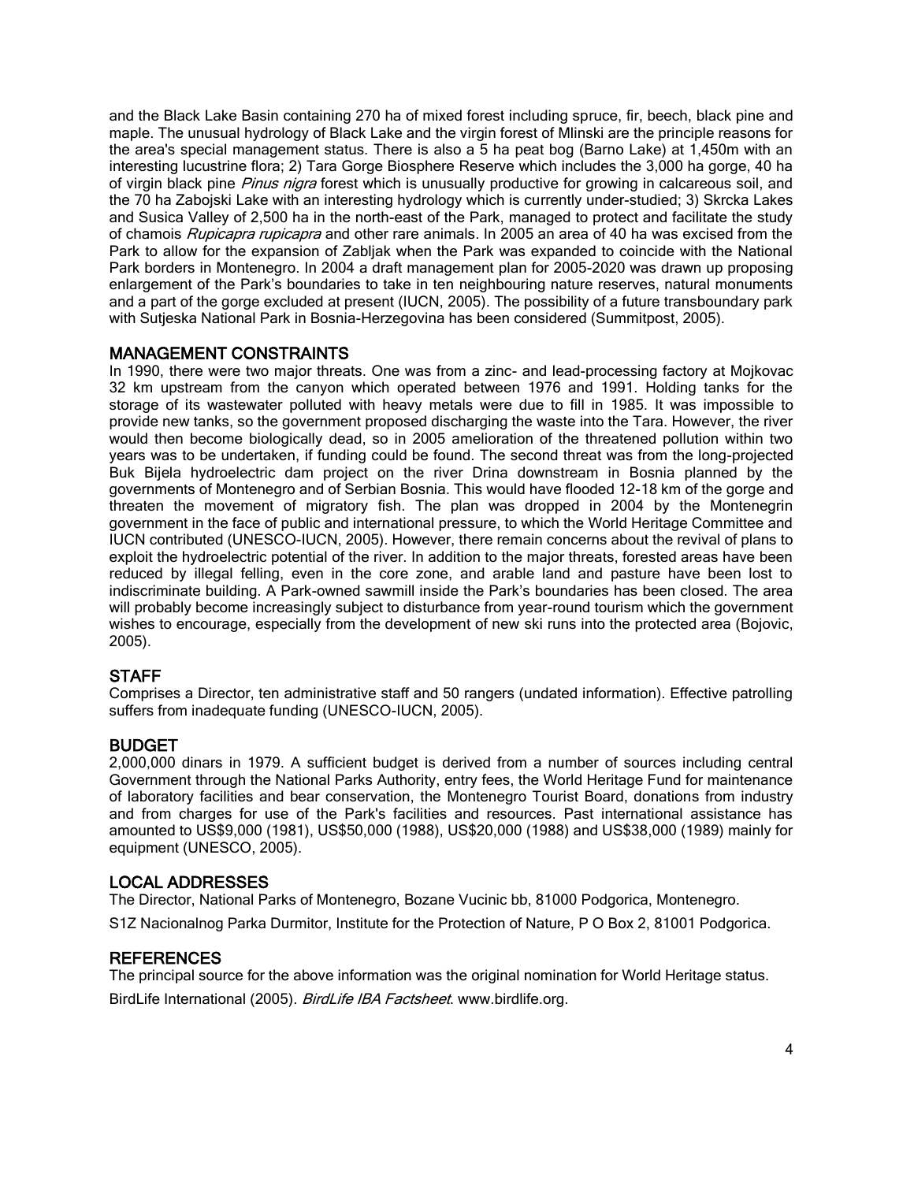and the Black Lake Basin containing 270 ha of mixed forest including spruce, fir, beech, black pine and maple. The unusual hydrology of Black Lake and the virgin forest of Mlinski are the principle reasons for the area's special management status. There is also a 5 ha peat bog (Barno Lake) at 1,450m with an interesting lucustrine flora; 2) Tara Gorge Biosphere Reserve which includes the 3,000 ha gorge, 40 ha of virgin black pine *Pinus nigra* forest which is unusually productive for growing in calcareous soil, and the 70 ha Zabojski Lake with an interesting hydrology which is currently under-studied; 3) Skrcka Lakes and Susica Valley of 2,500 ha in the north-east of the Park, managed to protect and facilitate the study of chamois *Rupicapra rupicapra* and other rare animals. In 2005 an area of 40 ha was excised from the Park to allow for the expansion of Zabljak when the Park was expanded to coincide with the National Park borders in Montenegro. In 2004 a draft management plan for 2005-2020 was drawn up proposing enlargement of the Park's boundaries to take in ten neighbouring nature reserves, natural monuments and a part of the gorge excluded at present (IUCN, 2005). The possibility of a future transboundary park with Sutjeska National Park in Bosnia-Herzegovina has been considered (Summitpost, 2005).

## MANAGEMENT CONSTRAINTS

In 1990, there were two major threats. One was from a zinc- and lead-processing factory at Mojkovac 32 km upstream from the canyon which operated between 1976 and 1991. Holding tanks for the storage of its wastewater polluted with heavy metals were due to fill in 1985. It was impossible to provide new tanks, so the government proposed discharging the waste into the Tara. However, the river would then become biologically dead, so in 2005 amelioration of the threatened pollution within two years was to be undertaken, if funding could be found. The second threat was from the long-projected Buk Bijela hydroelectric dam project on the river Drina downstream in Bosnia planned by the governments of Montenegro and of Serbian Bosnia. This would have flooded 12-18 km of the gorge and threaten the movement of migratory fish. The plan was dropped in 2004 by the Montenegrin government in the face of public and international pressure, to which the World Heritage Committee and IUCN contributed (UNESCO-IUCN, 2005). However, there remain concerns about the revival of plans to exploit the hydroelectric potential of the river. In addition to the major threats, forested areas have been reduced by illegal felling, even in the core zone, and arable land and pasture have been lost to indiscriminate building. A Park-owned sawmill inside the Park's boundaries has been closed. The area will probably become increasingly subject to disturbance from year-round tourism which the government wishes to encourage, especially from the development of new ski runs into the protected area (Bojovic, 2005).

## STAFF

Comprises a Director, ten administrative staff and 50 rangers (undated information). Effective patrolling suffers from inadequate funding (UNESCO-IUCN, 2005).

## BUDGET

2,000,000 dinars in 1979. A sufficient budget is derived from a number of sources including central Government through the National Parks Authority, entry fees, the World Heritage Fund for maintenance of laboratory facilities and bear conservation, the Montenegro Tourist Board, donations from industry and from charges for use of the Park's facilities and resources. Past international assistance has amounted to US$9,000 (1981), US$50,000 (1988), US$20,000 (1988) and US$38,000 (1989) mainly for equipment (UNESCO, 2005).

## LOCAL ADDRESSES

The Director, National Parks of Montenegro, Bozane Vucinic bb, 81000 Podgorica, Montenegro.

S1Z Nacionalnog Parka Durmitor, Institute for the Protection of Nature, P O Box 2, 81001 Podgorica.

## REFERENCES

The principal source for the above information was the original nomination for World Heritage status.

BirdLife International (2005). *BirdLife IBA Factsheet*. www.birdlife.org.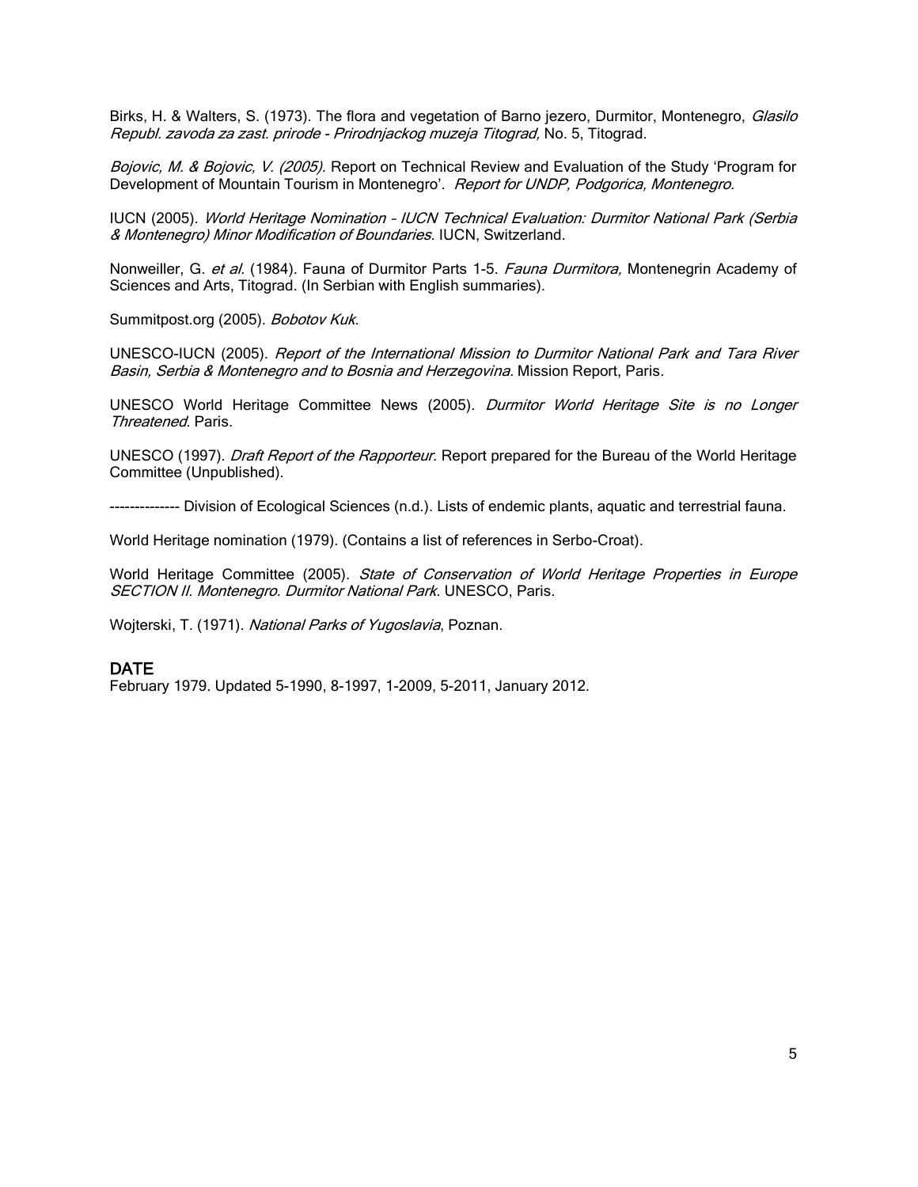Birks, H. & Walters, S. (1973). The flora and vegetation of Barno jezero, Durmitor, Montenegro, *Glasilo Republ. zavoda za zast. prirode - Prirodnjackog muzeja Titograd,* No. 5, Titograd.

*Bojovic, M. & Bojovic, V. (2005).* Report on Technical Review and Evaluation of the Study 'Program for Development of Mountain Tourism in Montenegro'. *Report for UNDP, Podgorica, Montenegro.*

IUCN (2005). *World Heritage Nomination – IUCN Technical Evaluation: Durmitor National Park (Serbia & Montenegro) Minor Modification of Boundaries*. IUCN, Switzerland.

Nonweiller, G. *et al*. (1984). Fauna of Durmitor Parts 1-5. *Fauna Durmitora,* Montenegrin Academy of Sciences and Arts, Titograd. (In Serbian with English summaries).

Summitpost.org (2005). *Bobotov Kuk*.

UNESCO-IUCN (2005). *Report of the International Mission to Durmitor National Park and Tara River Basin, Serbia & Montenegro and to Bosnia and Herzegovina.* Mission Report, Paris.

UNESCO World Heritage Committee News (2005). *Durmitor World Heritage Site is no Longer Threatened*. Paris.

UNESCO (1997). *Draft Report of the Rapporteur.* Report prepared for the Bureau of the World Heritage Committee (Unpublished).

-------------- Division of Ecological Sciences (n.d.). Lists of endemic plants, aquatic and terrestrial fauna.

World Heritage nomination (1979). (Contains a list of references in Serbo-Croat).

World Heritage Committee (2005). *State of Conservation of World Heritage Properties in Europe SECTION II. Montenegro. Durmitor National Park*. UNESCO, Paris.

Wojterski, T. (1971). *National Parks of Yugoslavia*, Poznan.

## DATE

February 1979. Updated 5-1990, 8-1997, 1-2009, 5-2011, January 2012.